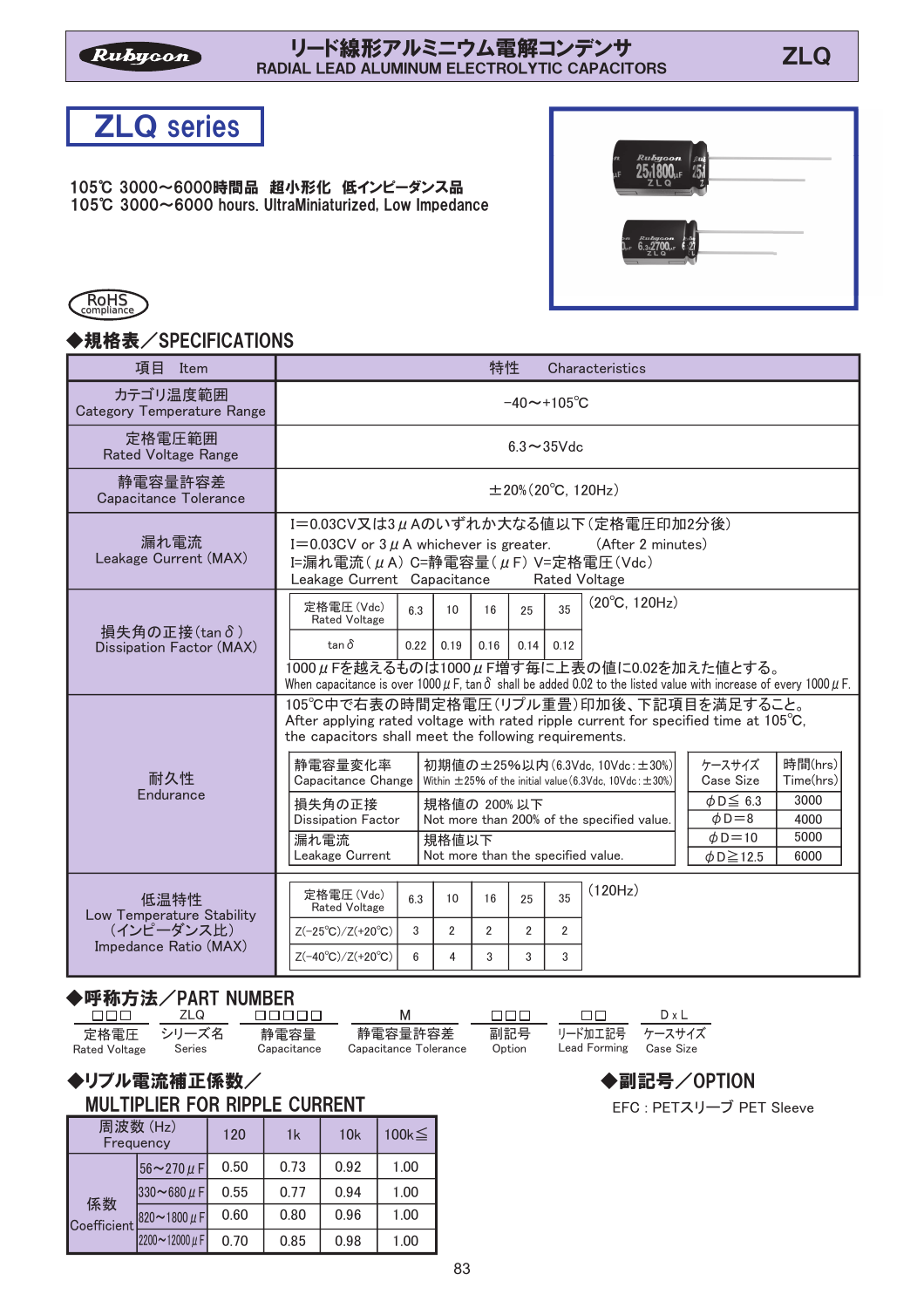Rubycon

リード線形アルミニウム電解コンデンサ
RADIAL LEAD ALUMINUM ELECTROLYTIC CAPACITORS

ZLQ

# ZLQ series

**105℃ 3000～6000時間品　超小形化　低インピーダンス品**
**105℃ 3000～6000 hours. UltraMiniaturized, Low Impedance**

RoHS compliance

## ◆規格表／SPECIFICATIONS

| 項目 Item | 特性 Characteristics |
|---|---|
| カテゴリ温度範囲 Category Temperature Range | −40～+105℃ |
| 定格電圧範囲 Rated Voltage Range | 6.3～35Vdc |
| 静電容量許容差 Capacitance Tolerance | ±20%（20℃, 120Hz） |
| 漏れ電流 Leakage Current (MAX) | I=0.03CV又は3μAのいずれか大なる値以下（定格電圧印加2分後）<br>I=0.03CV or 3μA whichever is greater.　(After 2 minutes)<br>I=漏れ電流（μA） C=静電容量（μF） V=定格電圧（Vdc）<br>Leakage Current　Capacitance　Rated Voltage |
| 損失角の正接（tanδ） Dissipation Factor (MAX) | (20℃, 120Hz) see table below<br>1000μFを越えるものは1000μF増す毎に上表の値に0.02を加えた値とする。<br>When capacitance is over 1000μF, tanδ shall be added 0.02 to the listed value with increase of every 1000μF. |
| 耐久性 Endurance | 105℃中で右表の時間定格電圧（リプル重畳）印加後、下記項目を満足すること。<br>After applying rated voltage with rated ripple current for specified time at 105℃, the capacitors shall meet the following requirements. |
| 低温特性 Low Temperature Stability （インピーダンス比） Impedance Ratio (MAX) | (120Hz) see table below |

**損失角の正接 Dissipation Factor (20℃, 120Hz)**

| 定格電圧 (Vdc) Rated Voltage | 6.3 | 10 | 16 | 25 | 35 |
|---|---|---|---|---|---|
| tanδ | 0.22 | 0.19 | 0.16 | 0.14 | 0.12 |

**耐久性 Endurance**

| 項目 | 規格 |
|---|---|
| 静電容量変化率 Capacitance Change | 初期値の±25%以内（6.3Vdc, 10Vdc：±30%） Within ±25% of the initial value (6.3Vdc, 10Vdc：±30%) |
| 損失角の正接 Dissipation Factor | 規格値の 200% 以下 Not more than 200% of the specified value. |
| 漏れ電流 Leakage Current | 規格値以下 Not more than the specified value. |

| ケースサイズ Case Size | 時間(hrs) Time(hrs) |
|---|---|
| φD≦ 6.3 | 3000 |
| φD=8 | 4000 |
| φD=10 | 5000 |
| φD≧12.5 | 6000 |

**低温特性 Low Temperature Stability (120Hz)**

| 定格電圧 (Vdc) Rated Voltage | 6.3 | 10 | 16 | 25 | 35 |
|---|---|---|---|---|---|
| Z(−25℃)/Z(+20℃) | 3 | 2 | 2 | 2 | 2 |
| Z(−40℃)/Z(+20℃) | 6 | 4 | 3 | 3 | 3 |

## ◆呼称方法／PART NUMBER

| □□□ | ZLQ | □□□□□ | M | □□□ | □□ | D x L |
|---|---|---|---|---|---|---|
| 定格電圧 Rated Voltage | シリーズ名 Series | 静電容量 Capacitance | 静電容量許容差 Capacitance Tolerance | 副記号 Option | リード加工記号 Lead Forming | ケースサイズ Case Size |

## ◆リプル電流補正係数／MULTIPLIER FOR RIPPLE CURRENT

| 周波数 (Hz) Frequency | | 120 | 1k | 10k | 100k≦ |
|---|---|---|---|---|---|
| 係数 Coefficient | 56～270μF | 0.50 | 0.73 | 0.92 | 1.00 |
| | 330～680μF | 0.55 | 0.77 | 0.94 | 1.00 |
| | 820～1800μF | 0.60 | 0.80 | 0.96 | 1.00 |
| | 2200～12000μF | 0.70 | 0.85 | 0.98 | 1.00 |

## ◆副記号／OPTION

EFC : PETスリーブ PET Sleeve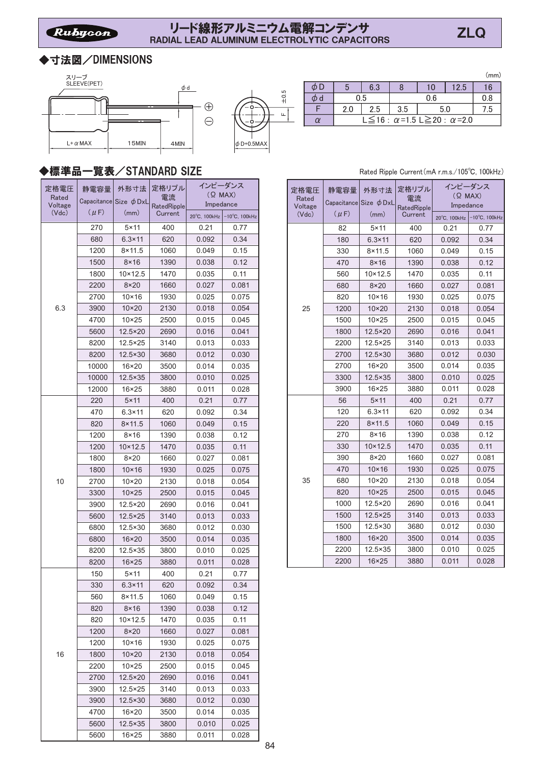# リード線形アルミニウム電解コンデンサ
RADIAL LEAD ALUMINUM ELECTROLYTIC CAPACITORS

ZLQ

## ◆寸法図／DIMENSIONS

スリーブ
SLEEVE(PET)

φd

L+α MAX　15MIN　4MIN

φD+0.5MAX

±0.5

F

(mm)

| φD | 5 | 6.3 | 8 | 10 | 12.5 | 16 |
|---|---|---|---|---|---|---|
| φd | 0.5 | | 0.6 | | | 0.8 |
| F | 2.0 | 2.5 | 3.5 | 5.0 | | 7.5 |
| α | L≦16：α=1.5 L≧20：α=2.0 | | | | | |

## ◆標準品一覧表／STANDARD SIZE

Rated Ripple Current(mA r.m.s./105℃, 100kHz)

| 定格電圧 Rated Voltage (Vdc) | 静電容量 Capacitance (μF) | 外形寸法 Size φDxL (mm) | 定格リプル電流 RatedRipple Current | インピーダンス (Ω MAX) Impedance 20℃, 100kHz | -10℃, 100kHz |
|---|---|---|---|---|---|
| 6.3 | 270 | 5×11 | 400 | 0.21 | 0.77 |
| | 680 | 6.3×11 | 620 | 0.092 | 0.34 |
| | 1200 | 8×11.5 | 1060 | 0.049 | 0.15 |
| | 1500 | 8×16 | 1390 | 0.038 | 0.12 |
| | 1800 | 10×12.5 | 1470 | 0.035 | 0.11 |
| | 2200 | 8×20 | 1660 | 0.027 | 0.081 |
| | 2700 | 10×16 | 1930 | 0.025 | 0.075 |
| | 3900 | 10×20 | 2130 | 0.018 | 0.054 |
| | 4700 | 10×25 | 2500 | 0.015 | 0.045 |
| | 5600 | 12.5×20 | 2690 | 0.016 | 0.041 |
| | 8200 | 12.5×25 | 3140 | 0.013 | 0.033 |
| | 8200 | 12.5×30 | 3680 | 0.012 | 0.030 |
| | 10000 | 16×20 | 3500 | 0.014 | 0.035 |
| | 10000 | 12.5×35 | 3800 | 0.010 | 0.025 |
| | 12000 | 16×25 | 3880 | 0.011 | 0.028 |
| 10 | 220 | 5×11 | 400 | 0.21 | 0.77 |
| | 470 | 6.3×11 | 620 | 0.092 | 0.34 |
| | 820 | 8×11.5 | 1060 | 0.049 | 0.15 |
| | 1200 | 8×16 | 1390 | 0.038 | 0.12 |
| | 1200 | 10×12.5 | 1470 | 0.035 | 0.11 |
| | 1800 | 8×20 | 1660 | 0.027 | 0.081 |
| | 1800 | 10×16 | 1930 | 0.025 | 0.075 |
| | 2700 | 10×20 | 2130 | 0.018 | 0.054 |
| | 3300 | 10×25 | 2500 | 0.015 | 0.045 |
| | 3900 | 12.5×20 | 2690 | 0.016 | 0.041 |
| | 5600 | 12.5×25 | 3140 | 0.013 | 0.033 |
| | 6800 | 12.5×30 | 3680 | 0.012 | 0.030 |
| | 6800 | 16×20 | 3500 | 0.014 | 0.035 |
| | 8200 | 12.5×35 | 3800 | 0.010 | 0.025 |
| | 8200 | 16×25 | 3880 | 0.011 | 0.028 |
| 16 | 150 | 5×11 | 400 | 0.21 | 0.77 |
| | 330 | 6.3×11 | 620 | 0.092 | 0.34 |
| | 560 | 8×11.5 | 1060 | 0.049 | 0.15 |
| | 820 | 8×16 | 1390 | 0.038 | 0.12 |
| | 820 | 10×12.5 | 1470 | 0.035 | 0.11 |
| | 1200 | 8×20 | 1660 | 0.027 | 0.081 |
| | 1200 | 10×16 | 1930 | 0.025 | 0.075 |
| | 1800 | 10×20 | 2130 | 0.018 | 0.054 |
| | 2200 | 10×25 | 2500 | 0.015 | 0.045 |
| | 2700 | 12.5×20 | 2690 | 0.016 | 0.041 |
| | 3900 | 12.5×25 | 3140 | 0.013 | 0.033 |
| | 3900 | 12.5×30 | 3680 | 0.012 | 0.030 |
| | 4700 | 16×20 | 3500 | 0.014 | 0.035 |
| | 5600 | 12.5×35 | 3800 | 0.010 | 0.025 |
| | 5600 | 16×25 | 3880 | 0.011 | 0.028 |
| 25 | 82 | 5×11 | 400 | 0.21 | 0.77 |
| | 180 | 6.3×11 | 620 | 0.092 | 0.34 |
| | 330 | 8×11.5 | 1060 | 0.049 | 0.15 |
| | 470 | 8×16 | 1390 | 0.038 | 0.12 |
| | 560 | 10×12.5 | 1470 | 0.035 | 0.11 |
| | 680 | 8×20 | 1660 | 0.027 | 0.081 |
| | 820 | 10×16 | 1930 | 0.025 | 0.075 |
| | 1200 | 10×20 | 2130 | 0.018 | 0.054 |
| | 1500 | 10×25 | 2500 | 0.015 | 0.045 |
| | 1800 | 12.5×20 | 2690 | 0.016 | 0.041 |
| | 2200 | 12.5×25 | 3140 | 0.013 | 0.033 |
| | 2700 | 12.5×30 | 3680 | 0.012 | 0.030 |
| | 2700 | 16×20 | 3500 | 0.014 | 0.035 |
| | 3300 | 12.5×35 | 3800 | 0.010 | 0.025 |
| | 3900 | 16×25 | 3880 | 0.011 | 0.028 |
| 35 | 56 | 5×11 | 400 | 0.21 | 0.77 |
| | 120 | 6.3×11 | 620 | 0.092 | 0.34 |
| | 220 | 8×11.5 | 1060 | 0.049 | 0.15 |
| | 270 | 8×16 | 1390 | 0.038 | 0.12 |
| | 330 | 10×12.5 | 1470 | 0.035 | 0.11 |
| | 390 | 8×20 | 1660 | 0.027 | 0.081 |
| | 470 | 10×16 | 1930 | 0.025 | 0.075 |
| | 680 | 10×20 | 2130 | 0.018 | 0.054 |
| | 820 | 10×25 | 2500 | 0.015 | 0.045 |
| | 1000 | 12.5×20 | 2690 | 0.016 | 0.041 |
| | 1500 | 12.5×25 | 3140 | 0.013 | 0.033 |
| | 1500 | 12.5×30 | 3680 | 0.012 | 0.030 |
| | 1800 | 16×20 | 3500 | 0.014 | 0.035 |
| | 2200 | 12.5×35 | 3800 | 0.010 | 0.025 |
| | 2200 | 16×25 | 3880 | 0.011 | 0.028 |